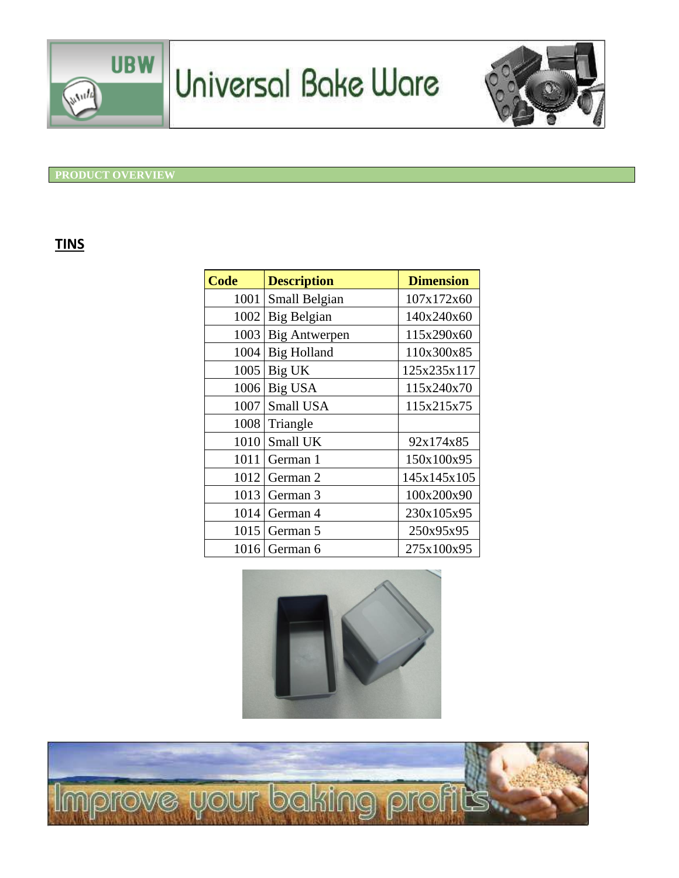# Universal Bake Ware

UBW

PRODUCT OVERVIEW

## TINS

| Code | Description | Dimension |
|---|---|---|
| 1001 | Small Belgian | 107x172x60 |
| 1002 | Big Belgian | 140x240x60 |
| 1003 | Big Antwerpen | 115x290x60 |
| 1004 | Big Holland | 110x300x85 |
| 1005 | Big UK | 125x235x117 |
| 1006 | Big USA | 115x240x70 |
| 1007 | Small USA | 115x215x75 |
| 1008 | Triangle | |
| 1010 | Small UK | 92x174x85 |
| 1011 | German 1 | 150x100x95 |
| 1012 | German 2 | 145x145x105 |
| 1013 | German 3 | 100x200x90 |
| 1014 | German 4 | 230x105x95 |
| 1015 | German 5 | 250x95x95 |
| 1016 | German 6 | 275x100x95 |

Improve your baking profits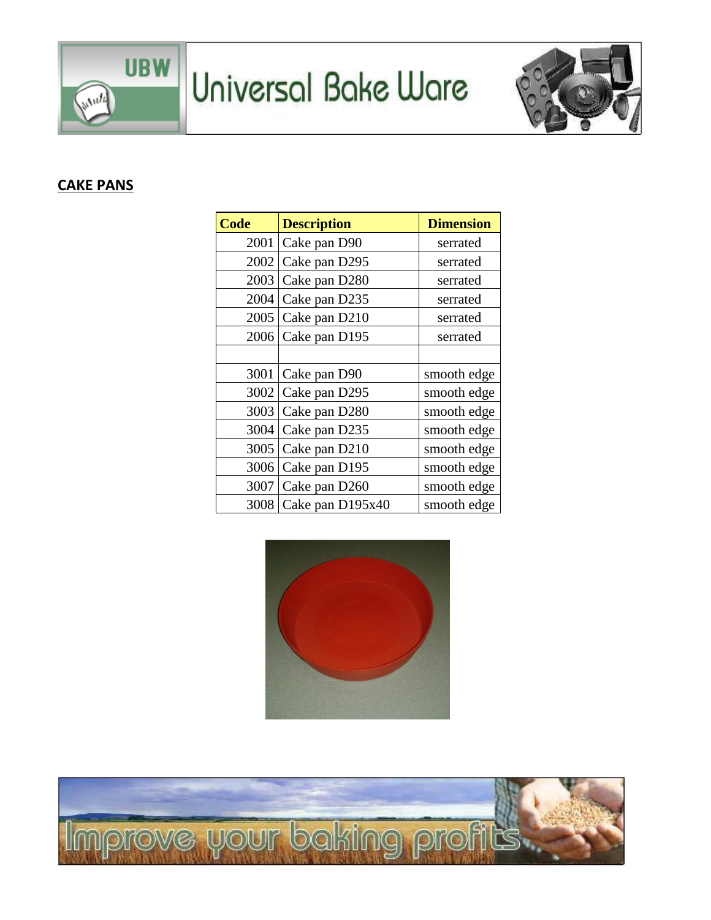## CAKE PANS

| Code | Description | Dimension |
|---|---|---|
| 2001 | Cake pan D90 | serrated |
| 2002 | Cake pan D295 | serrated |
| 2003 | Cake pan D280 | serrated |
| 2004 | Cake pan D235 | serrated |
| 2005 | Cake pan D210 | serrated |
| 2006 | Cake pan D195 | serrated |
| | | |
| 3001 | Cake pan D90 | smooth edge |
| 3002 | Cake pan D295 | smooth edge |
| 3003 | Cake pan D280 | smooth edge |
| 3004 | Cake pan D235 | smooth edge |
| 3005 | Cake pan D210 | smooth edge |
| 3006 | Cake pan D195 | smooth edge |
| 3007 | Cake pan D260 | smooth edge |
| 3008 | Cake pan D195x40 | smooth edge |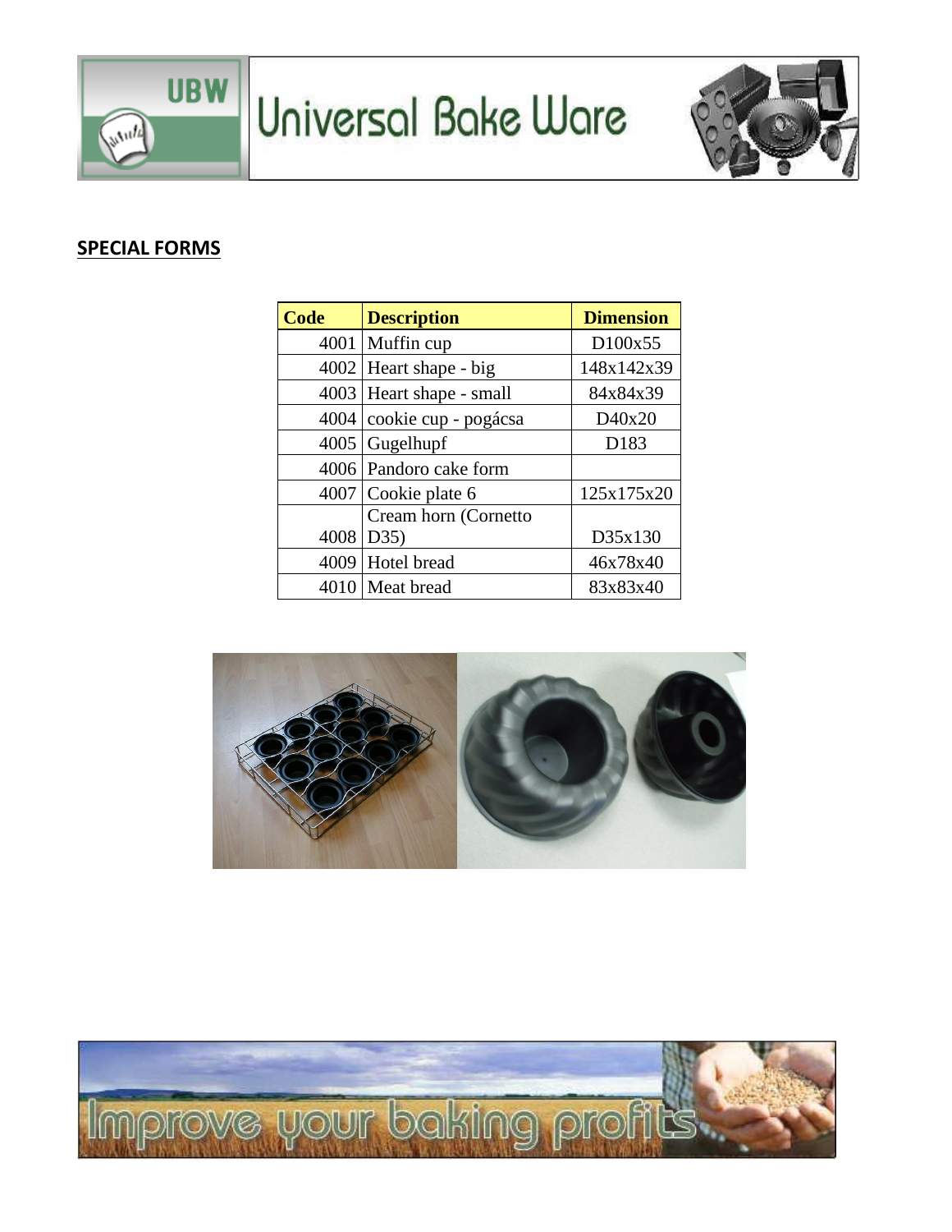## SPECIAL FORMS

| Code | Description | Dimension |
| --- | --- | --- |
| 4001 | Muffin cup | D100x55 |
| 4002 | Heart shape - big | 148x142x39 |
| 4003 | Heart shape - small | 84x84x39 |
| 4004 | cookie cup - pogácsa | D40x20 |
| 4005 | Gugelhupf | D183 |
| 4006 | Pandoro cake form | |
| 4007 | Cookie plate 6 | 125x175x20 |
| 4008 | Cream horn (Cornetto D35) | D35x130 |
| 4009 | Hotel bread | 46x78x40 |
| 4010 | Meat bread | 83x83x40 |